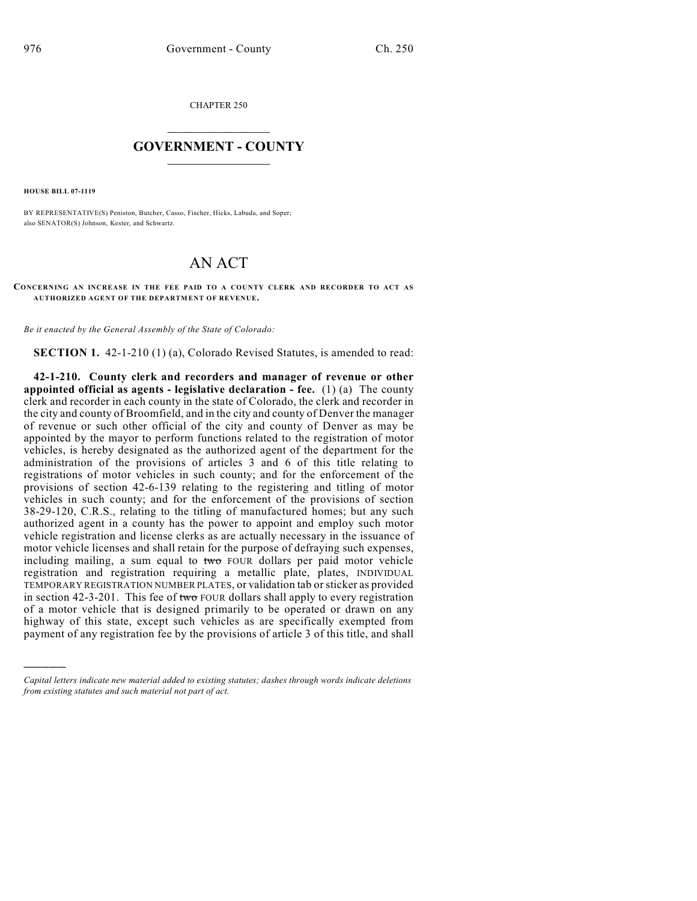CHAPTER 250

# GOVERNMENT - COUNTY

**HOUSE BILL 07-1119**

BY REPRESENTATIVE(S) Peniston, Butcher, Casso, Fischer, Hicks, Labuda, and Soper; also SENATOR(S) Johnson, Kester, and Schwartz.

# AN ACT

**CONCERNING AN INCREASE IN THE FEE PAID TO A COUNTY CLERK AND RECORDER TO ACT AS AUTHORIZED AGENT OF THE DEPARTMENT OF REVENUE.**

*Be it enacted by the General Assembly of the State of Colorado:*

**SECTION 1.** 42-1-210 (1) (a), Colorado Revised Statutes, is amended to read:

**42-1-210. County clerk and recorders and manager of revenue or other appointed official as agents - legislative declaration - fee.** (1) (a) The county clerk and recorder in each county in the state of Colorado, the clerk and recorder in the city and county of Broomfield, and in the city and county of Denver the manager of revenue or such other official of the city and county of Denver as may be appointed by the mayor to perform functions related to the registration of motor vehicles, is hereby designated as the authorized agent of the department for the administration of the provisions of articles 3 and 6 of this title relating to registrations of motor vehicles in such county; and for the enforcement of the provisions of section 42-6-139 relating to the registering and titling of motor vehicles in such county; and for the enforcement of the provisions of section 38-29-120, C.R.S., relating to the titling of manufactured homes; but any such authorized agent in a county has the power to appoint and employ such motor vehicle registration and license clerks as are actually necessary in the issuance of motor vehicle licenses and shall retain for the purpose of defraying such expenses, including mailing, a sum equal to ~~two~~ FOUR dollars per paid motor vehicle registration and registration requiring a metallic plate, plates, INDIVIDUAL TEMPORARY REGISTRATION NUMBER PLATES, or validation tab or sticker as provided in section 42-3-201. This fee of ~~two~~ FOUR dollars shall apply to every registration of a motor vehicle that is designed primarily to be operated or drawn on any highway of this state, except such vehicles as are specifically exempted from payment of any registration fee by the provisions of article 3 of this title, and shall

---

*Capital letters indicate new material added to existing statutes; dashes through words indicate deletions from existing statutes and such material not part of act.*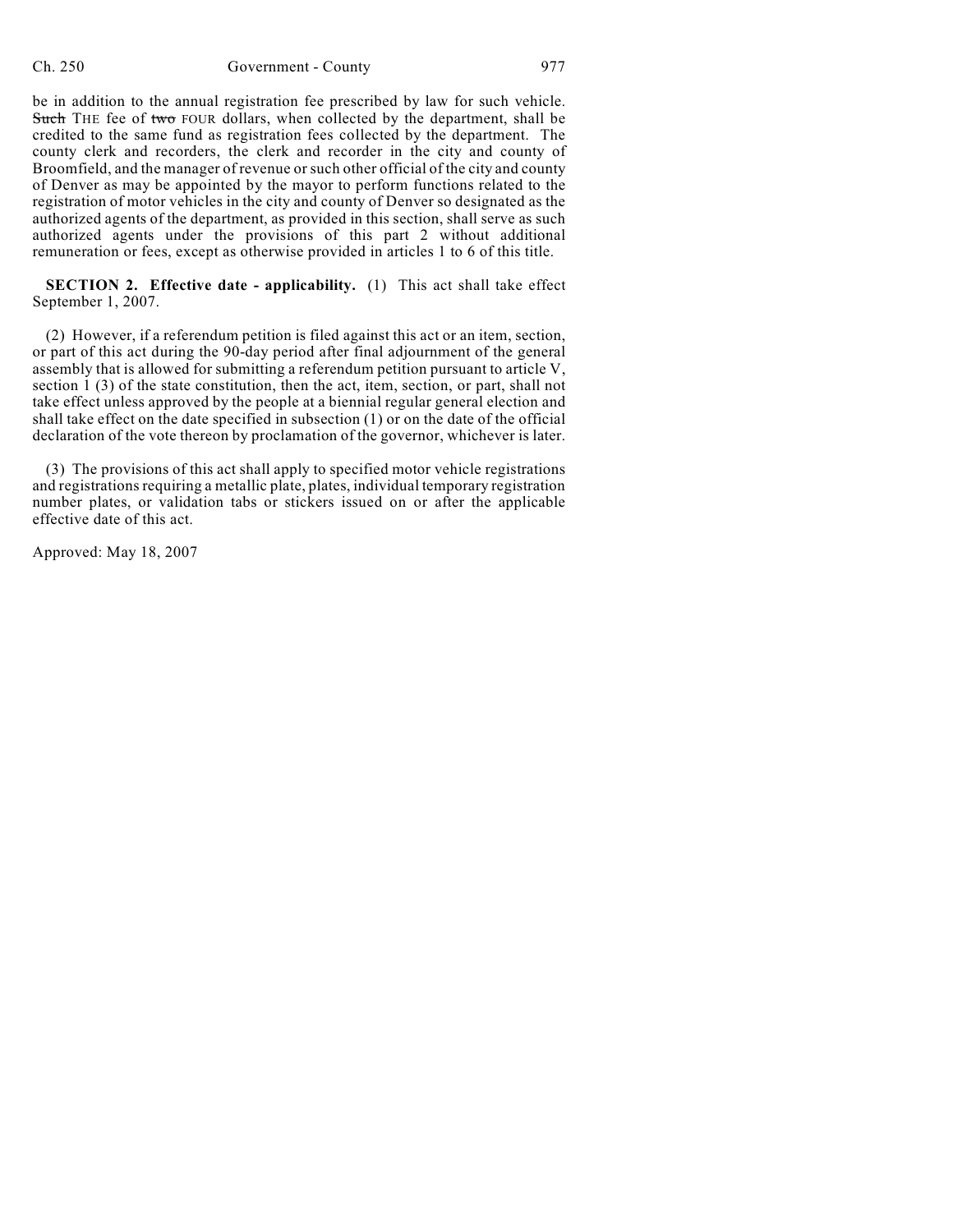be in addition to the annual registration fee prescribed by law for such vehicle. ~~Such~~ THE fee of ~~two~~ FOUR dollars, when collected by the department, shall be credited to the same fund as registration fees collected by the department. The county clerk and recorders, the clerk and recorder in the city and county of Broomfield, and the manager of revenue or such other official of the city and county of Denver as may be appointed by the mayor to perform functions related to the registration of motor vehicles in the city and county of Denver so designated as the authorized agents of the department, as provided in this section, shall serve as such authorized agents under the provisions of this part 2 without additional remuneration or fees, except as otherwise provided in articles 1 to 6 of this title.

**SECTION 2. Effective date - applicability.** (1) This act shall take effect September 1, 2007.

(2) However, if a referendum petition is filed against this act or an item, section, or part of this act during the 90-day period after final adjournment of the general assembly that is allowed for submitting a referendum petition pursuant to article V, section 1 (3) of the state constitution, then the act, item, section, or part, shall not take effect unless approved by the people at a biennial regular general election and shall take effect on the date specified in subsection (1) or on the date of the official declaration of the vote thereon by proclamation of the governor, whichever is later.

(3) The provisions of this act shall apply to specified motor vehicle registrations and registrations requiring a metallic plate, plates, individual temporary registration number plates, or validation tabs or stickers issued on or after the applicable effective date of this act.

Approved: May 18, 2007